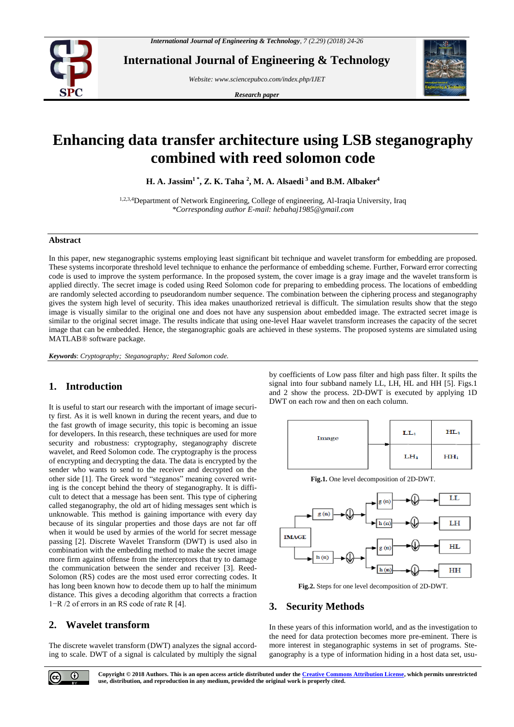# Enhancing data transfer architecture using LSB steganography combined with reed solomon code

**H. A. Jassim[1 *], Z. K. Taha [2], M. A. Alsaedi [3] and B.M. Albaker[4]**

[1,2,3,4]Department of Network Engineering, College of engineering, Al-Iraqia University, Iraq
*\*Corresponding author E-mail: hebahaj1985@gmail.com*

## Abstract

In this paper, new steganographic systems employing least significant bit technique and wavelet transform for embedding are proposed. These systems incorporate threshold level technique to enhance the performance of embedding scheme. Further, Forward error correcting code is used to improve the system performance. In the proposed system, the cover image is a gray image and the wavelet transform is applied directly. The secret image is coded using Reed Solomon code for preparing to embedding process. The locations of embedding are randomly selected according to pseudorandom number sequence. The combination between the ciphering process and steganography gives the system high level of security. This idea makes unauthorized retrieval is difficult. The simulation results show that the stego image is visually similar to the original one and does not have any suspension about embedded image. The extracted secret image is similar to the original secret image. The results indicate that using one-level Haar wavelet transform increases the capacity of the secret image that can be embedded. Hence, the steganographic goals are achieved in these systems. The proposed systems are simulated using MATLAB® software package.

***Keywords***: *Cryptography; Steganography; Reed Salomon code.*

## 1. Introduction

It is useful to start our research with the important of image security first. As it is well known in during the recent years, and due to the fast growth of image security, this topic is becoming an issue for developers. In this research, these techniques are used for more security and robustness: cryptography, steganography discrete wavelet, and Reed Solomon code. The cryptography is the process of encrypting and decrypting the data. The data is encrypted by the sender who wants to send to the receiver and decrypted on the other side [1]. The Greek word "steganos" meaning covered writing is the concept behind the theory of steganography. It is difficult to detect that a message has been sent. This type of ciphering called steganography, the old art of hiding messages sent which is unknowable. This method is gaining importance with every day because of its singular properties and those days are not far off when it would be used by armies of the world for secret message passing [2]. Discrete Wavelet Transform (DWT) is used also in combination with the embedding method to make the secret image more firm against offense from the interceptors that try to damage the communication between the sender and receiver [3]. Reed-Solomon (RS) codes are the most used error correcting codes. It has long been known how to decode them up to half the minimum distance. This gives a decoding algorithm that corrects a fraction 1−R /2 of errors in an RS code of rate R [4].

## 2. Wavelet transform

The discrete wavelet transform (DWT) analyzes the signal according to scale. DWT of a signal is calculated by multiply the signal by coefficients of Low pass filter and high pass filter. It spilts the signal into four subband namely LL, LH, HL and HH [5]. Figs.1 and 2 show the process. 2D-DWT is executed by applying 1D DWT on each row and then on each column.

Image

$LL_1$ $HL_1$

$LH_1$ $HH_1$

**Fig.1.** One level decomposition of 2D-DWT.

IMAGE

g (n) h (n)

g (n) h (n) g (n) h (n)

LL LH HL HH

**Fig.2.** Steps for one level decomposition of 2D-DWT.

## 3. Security Methods

In these years of this information world, and as the investigation to the need for data protection becomes more pre-eminent. There is more interest in steganographic systems in set of programs. Steganography is a type of information hiding in a host data set, usu-

**Copyright © 2018 Authors. This is an open access article distributed under the Creative Commons Attribution License, which permits unrestricted use, distribution, and reproduction in any medium, provided the original work is properly cited.**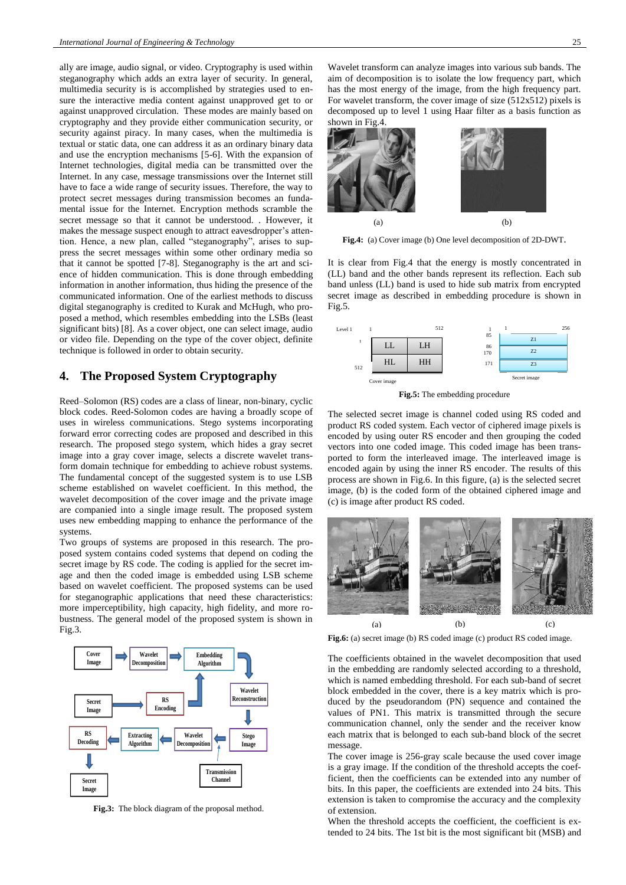ally are image, audio signal, or video. Cryptography is used within steganography which adds an extra layer of security. In general, multimedia security is is accomplished by strategies used to ensure the interactive media content against unapproved get to or against unapproved circulation. These modes are mainly based on cryptography and they provide either communication security, or security against piracy. In many cases, when the multimedia is textual or static data, one can address it as an ordinary binary data and use the encryption mechanisms [5-6]. With the expansion of Internet technologies, digital media can be transmitted over the Internet. In any case, message transmissions over the Internet still have to face a wide range of security issues. Therefore, the way to protect secret messages during transmission becomes an fundamental issue for the Internet. Encryption methods scramble the secret message so that it cannot be understood. . However, it makes the message suspect enough to attract eavesdropper's attention. Hence, a new plan, called "steganography", arises to suppress the secret messages within some other ordinary media so that it cannot be spotted [7-8]. Steganography is the art and science of hidden communication. This is done through embedding information in another information, thus hiding the presence of the communicated information. One of the earliest methods to discuss digital steganography is credited to Kurak and McHugh, who proposed a method, which resembles embedding into the LSBs (least significant bits) [8]. As a cover object, one can select image, audio or video file. Depending on the type of the cover object, definite technique is followed in order to obtain security.

## 4. The Proposed System Cryptography

Reed–Solomon (RS) codes are a class of linear, non-binary, cyclic block codes. Reed-Solomon codes are having a broadly scope of uses in wireless communications. Stego systems incorporating forward error correcting codes are proposed and described in this research. The proposed stego system, which hides a gray secret image into a gray cover image, selects a discrete wavelet transform domain technique for embedding to achieve robust systems. The fundamental concept of the suggested system is to use LSB scheme established on wavelet coefficient. In this method, the wavelet decomposition of the cover image and the private image are companied into a single image result. The proposed system uses new embedding mapping to enhance the performance of the systems.

Two groups of systems are proposed in this research. The proposed system contains coded systems that depend on coding the secret image by RS code. The coding is applied for the secret image and then the coded image is embedded using LSB scheme based on wavelet coefficient. The proposed systems can be used for steganographic applications that need these characteristics: more imperceptibility, high capacity, high fidelity, and more robustness. The general model of the proposed system is shown in Fig.3.

Cover Image
Wavelet Decomposition
Embedding Algorithm
Secret Image
RS Encoding
Wavelet Reconstruction
RS Decoding
Extracting Algorithm
Wavelet Decomposition
Stego Image
Secret Image
Transmission Channel

**Fig.3:** The block diagram of the proposal method.

Wavelet transform can analyze images into various sub bands. The aim of decomposition is to isolate the low frequency part, which has the most energy of the image, from the high frequency part. For wavelet transform, the cover image of size (512x512) pixels is decomposed up to level 1 using Haar filter as a basis function as shown in Fig.4.

(a) (b)

**Fig.4:** (a) Cover image (b) One level decomposition of 2D-DWT.

It is clear from Fig.4 that the energy is mostly concentrated in (LL) band and the other bands represent its reflection. Each sub band unless (LL) band is used to hide sub matrix from encrypted secret image as described in embedding procedure is shown in Fig.5.

Level 1
1
512
1
512
LL
LH
HL
HH
Cover image
1
85
86
170
171
1
256
Z1
Z2
Z3
Secret image

**Fig.5:** The embedding procedure

The selected secret image is channel coded using RS coded and product RS coded system. Each vector of ciphered image pixels is encoded by using outer RS encoder and then grouping the coded vectors into one coded image. This coded image has been transported to form the interleaved image. The interleaved image is encoded again by using the inner RS encoder. The results of this process are shown in Fig.6. In this figure, (a) is the selected secret image, (b) is the coded form of the obtained ciphered image and (c) is image after product RS coded.

(a) (b) (c)

**Fig.6:** (a) secret image (b) RS coded image (c) product RS coded image.

The coefficients obtained in the wavelet decomposition that used in the embedding are randomly selected according to a threshold, which is named embedding threshold. For each sub-band of secret block embedded in the cover, there is a key matrix which is produced by the pseudorandom (PN) sequence and contained the values of PN1. This matrix is transmitted through the secure communication channel, only the sender and the receiver know each matrix that is belonged to each sub-band block of the secret message.

The cover image is 256-gray scale because the used cover image is a gray image. If the condition of the threshold accepts the coefficient, then the coefficients can be extended into any number of bits. In this paper, the coefficients are extended into 24 bits. This extension is taken to compromise the accuracy and the complexity of extension.

When the threshold accepts the coefficient, the coefficient is extended to 24 bits. The 1st bit is the most significant bit (MSB) and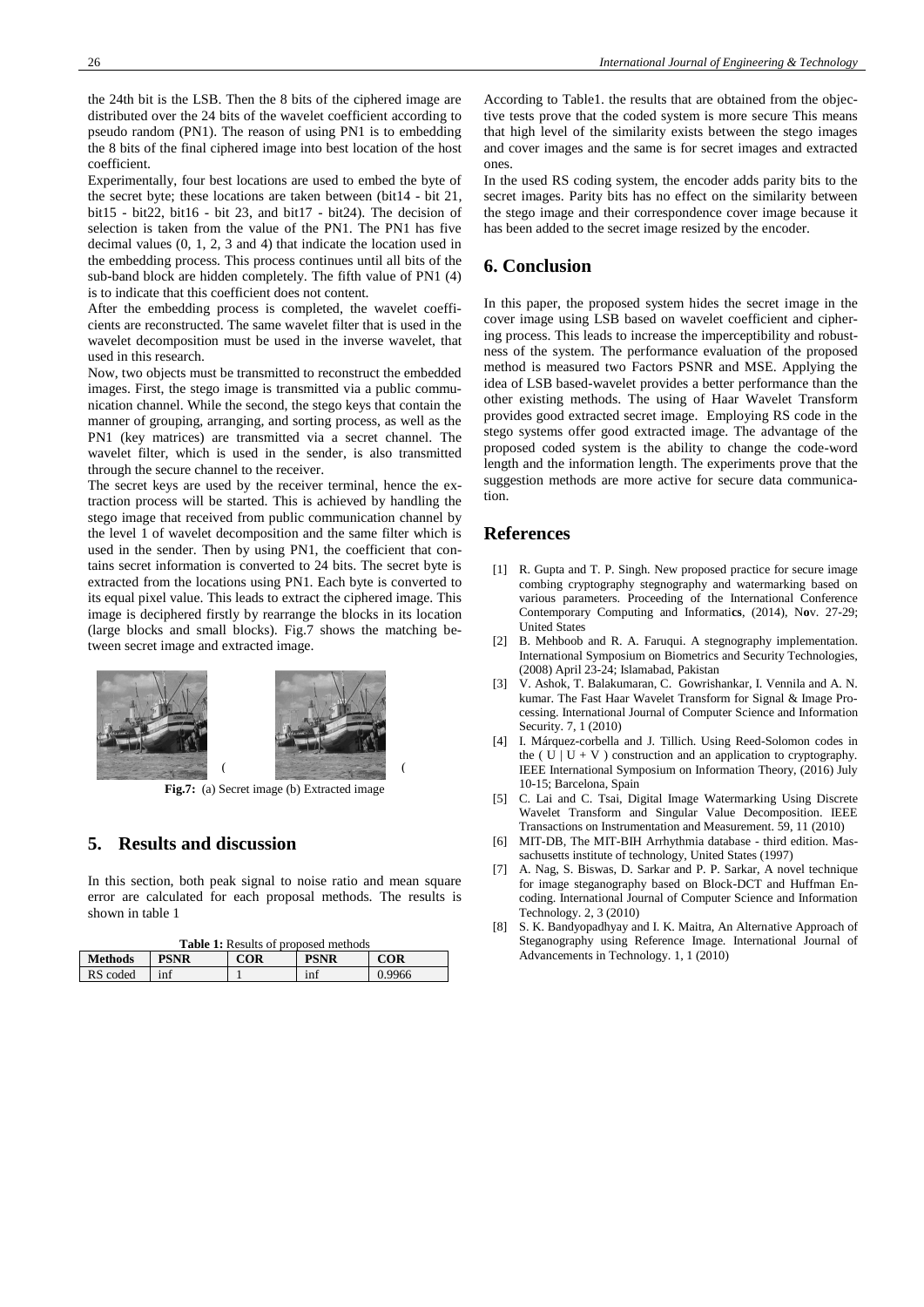the 24th bit is the LSB. Then the 8 bits of the ciphered image are distributed over the 24 bits of the wavelet coefficient according to pseudo random (PN1). The reason of using PN1 is to embedding the 8 bits of the final ciphered image into best location of the host coefficient.

Experimentally, four best locations are used to embed the byte of the secret byte; these locations are taken between (bit14 - bit 21, bit15 - bit22, bit16 - bit 23, and bit17 - bit24). The decision of selection is taken from the value of the PN1. The PN1 has five decimal values (0, 1, 2, 3 and 4) that indicate the location used in the embedding process. This process continues until all bits of the sub-band block are hidden completely. The fifth value of PN1 (4) is to indicate that this coefficient does not content.

After the embedding process is completed, the wavelet coefficients are reconstructed. The same wavelet filter that is used in the wavelet decomposition must be used in the inverse wavelet, that used in this research.

Now, two objects must be transmitted to reconstruct the embedded images. First, the stego image is transmitted via a public communication channel. While the second, the stego keys that contain the manner of grouping, arranging, and sorting process, as well as the PN1 (key matrices) are transmitted via a secret channel. The wavelet filter, which is used in the sender, is also transmitted through the secure channel to the receiver.

The secret keys are used by the receiver terminal, hence the extraction process will be started. This is achieved by handling the stego image that received from public communication channel by the level 1 of wavelet decomposition and the same filter which is used in the sender. Then by using PN1, the coefficient that contains secret information is converted to 24 bits. The secret byte is extracted from the locations using PN1. Each byte is converted to its equal pixel value. This leads to extract the ciphered image. This image is deciphered firstly by rearrange the blocks in its location (large blocks and small blocks). Fig.7 shows the matching between secret image and extracted image.

**Fig.7:** (a) Secret image (b) Extracted image

## 5. Results and discussion

In this section, both peak signal to noise ratio and mean square error are calculated for each proposal methods. The results is shown in table 1

**Table 1:** Results of proposed methods

| Methods | PSNR | COR | PSNR | COR |
|---|---|---|---|---|
| RS coded | inf | 1 | inf | 0.9966 |

According to Table1. the results that are obtained from the objective tests prove that the coded system is more secure This means that high level of the similarity exists between the stego images and cover images and the same is for secret images and extracted ones.

In the used RS coding system, the encoder adds parity bits to the secret images. Parity bits has no effect on the similarity between the stego image and their correspondence cover image because it has been added to the secret image resized by the encoder.

## 6. Conclusion

In this paper, the proposed system hides the secret image in the cover image using LSB based on wavelet coefficient and ciphering process. This leads to increase the imperceptibility and robustness of the system. The performance evaluation of the proposed method is measured two Factors PSNR and MSE. Applying the idea of LSB based-wavelet provides a better performance than the other existing methods. The using of Haar Wavelet Transform provides good extracted secret image. Employing RS code in the stego systems offer good extracted image. The advantage of the proposed coded system is the ability to change the code-word length and the information length. The experiments prove that the suggestion methods are more active for secure data communication.

## References

[1] R. Gupta and T. P. Singh. New proposed practice for secure image combing cryptography stegnography and watermarking based on various parameters. Proceeding of the International Conference Contemporary Computing and Informatics, (2014), Nov. 27-29; United States

[2] B. Mehboob and R. A. Faruqui. A stegnography implementation. International Symposium on Biometrics and Security Technologies, (2008) April 23-24; Islamabad, Pakistan

[3] V. Ashok, T. Balakumaran, C. Gowrishankar, I. Vennila and A. N. kumar. The Fast Haar Wavelet Transform for Signal & Image Processing. International Journal of Computer Science and Information Security. 7, 1 (2010)

[4] I. Márquez-corbella and J. Tillich. Using Reed-Solomon codes in the ( U | U + V ) construction and an application to cryptography. IEEE International Symposium on Information Theory, (2016) July 10-15; Barcelona, Spain

[5] C. Lai and C. Tsai, Digital Image Watermarking Using Discrete Wavelet Transform and Singular Value Decomposition. IEEE Transactions on Instrumentation and Measurement. 59, 11 (2010)

[6] MIT-DB, The MIT-BIH Arrhythmia database - third edition. Massachusetts institute of technology, United States (1997)

[7] A. Nag, S. Biswas, D. Sarkar and P. P. Sarkar, A novel technique for image steganography based on Block-DCT and Huffman Encoding. International Journal of Computer Science and Information Technology. 2, 3 (2010)

[8] S. K. Bandyopadhyay and I. K. Maitra, An Alternative Approach of Steganography using Reference Image. International Journal of Advancements in Technology. 1, 1 (2010)